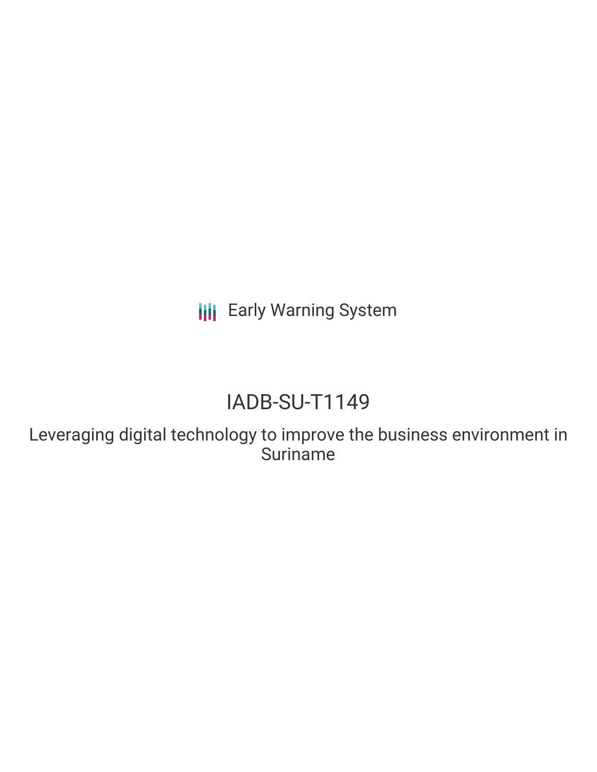Early Warning System

# IADB-SU-T1149

Leveraging digital technology to improve the business environment in Suriname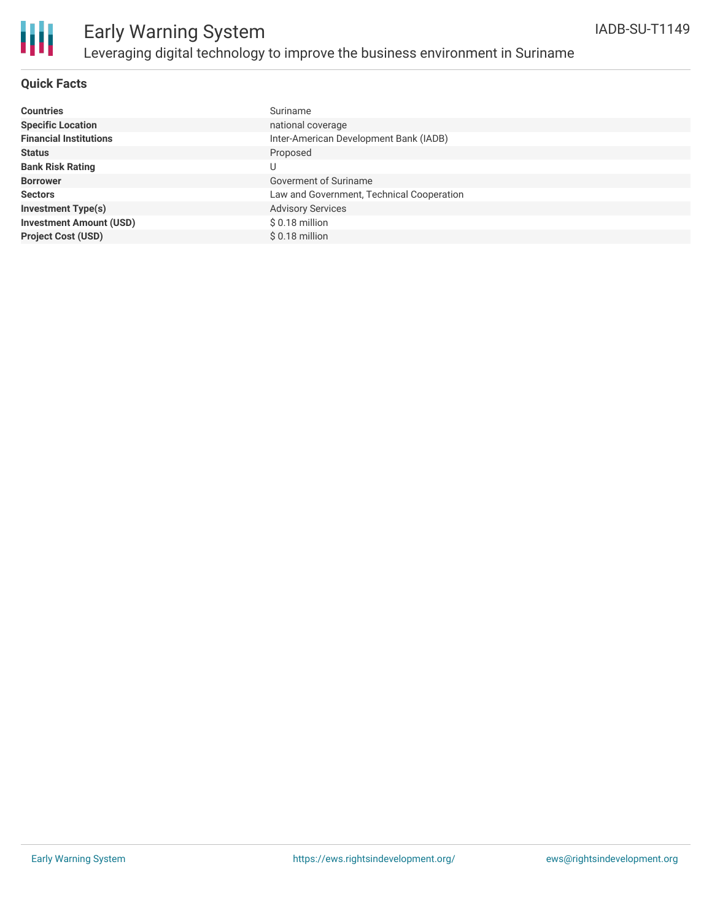# Early Warning System

## Leveraging digital technology to improve the business environment in Suriname

IADB-SU-T1149

### Quick Facts

| | |
|---|---|
| **Countries** | Suriname |
| **Specific Location** | national coverage |
| **Financial Institutions** | Inter-American Development Bank (IADB) |
| **Status** | Proposed |
| **Bank Risk Rating** | U |
| **Borrower** | Goverment of Suriname |
| **Sectors** | Law and Government, Technical Cooperation |
| **Investment Type(s)** | Advisory Services |
| **Investment Amount (USD)** | $ 0.18 million |
| **Project Cost (USD)** | $ 0.18 million |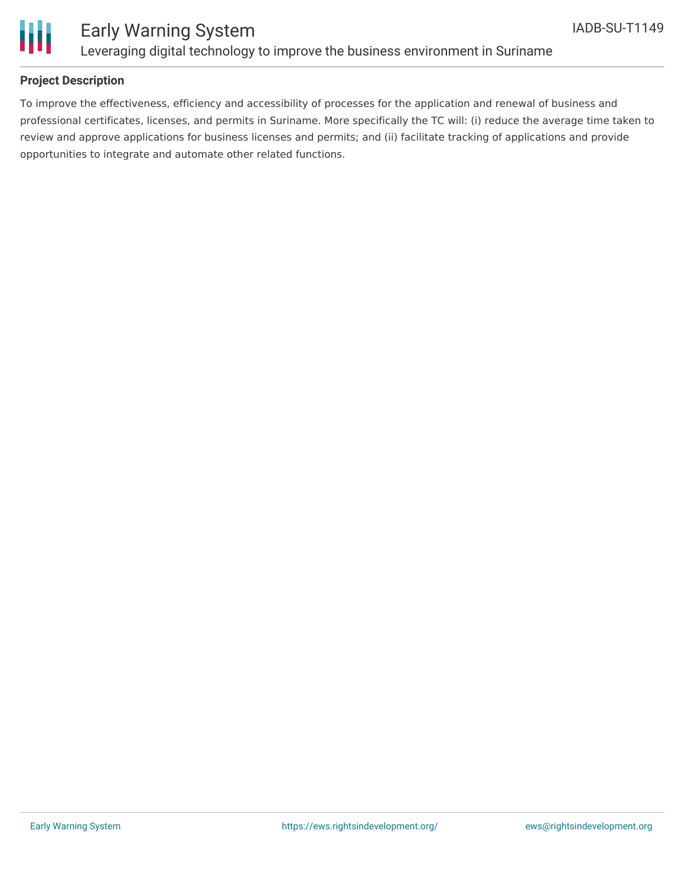## Project Description

To improve the effectiveness, efficiency and accessibility of processes for the application and renewal of business and professional certificates, licenses, and permits in Suriname. More specifically the TC will: (i) reduce the average time taken to review and approve applications for business licenses and permits; and (ii) facilitate tracking of applications and provide opportunities to integrate and automate other related functions.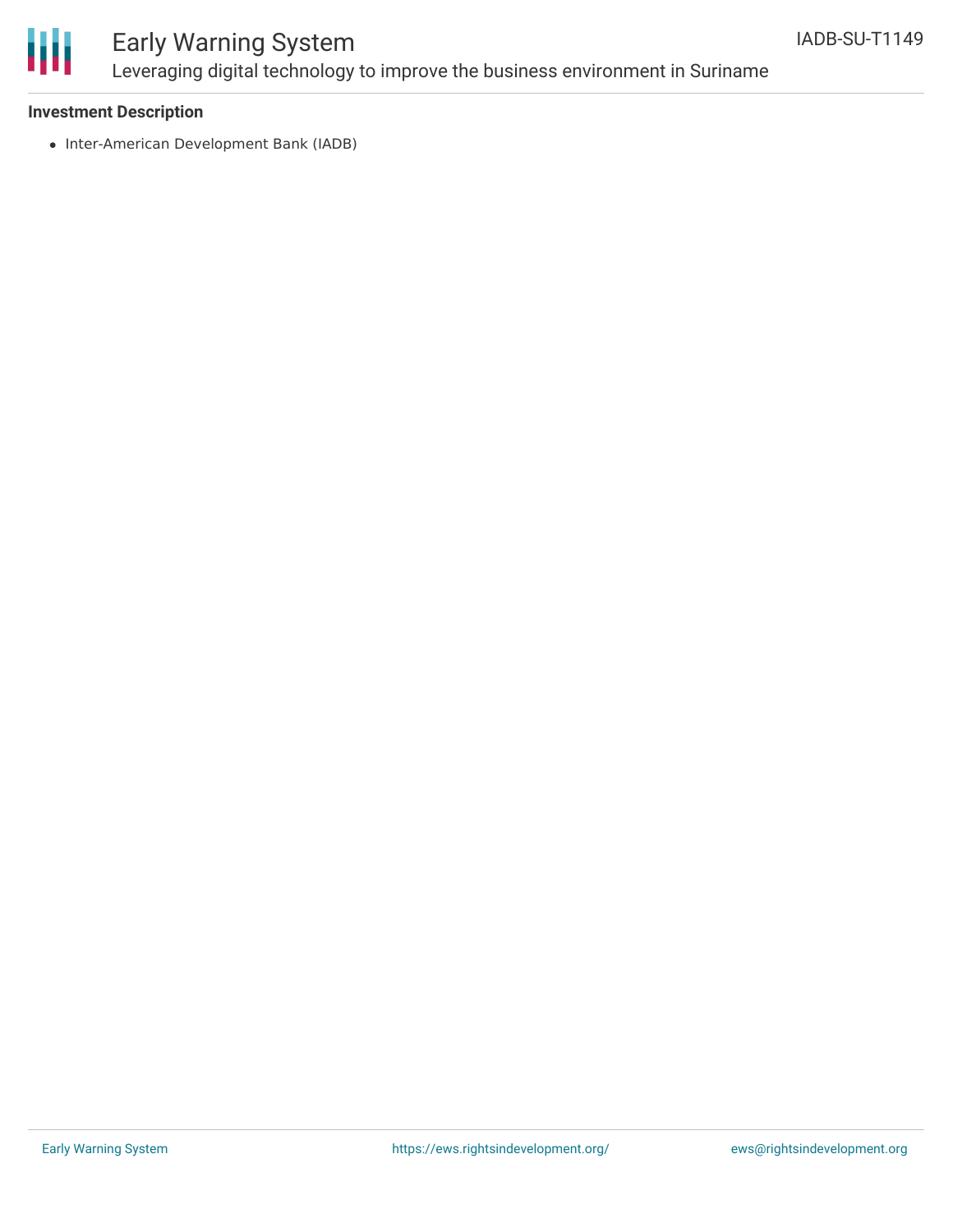### Investment Description

- Inter-American Development Bank (IADB)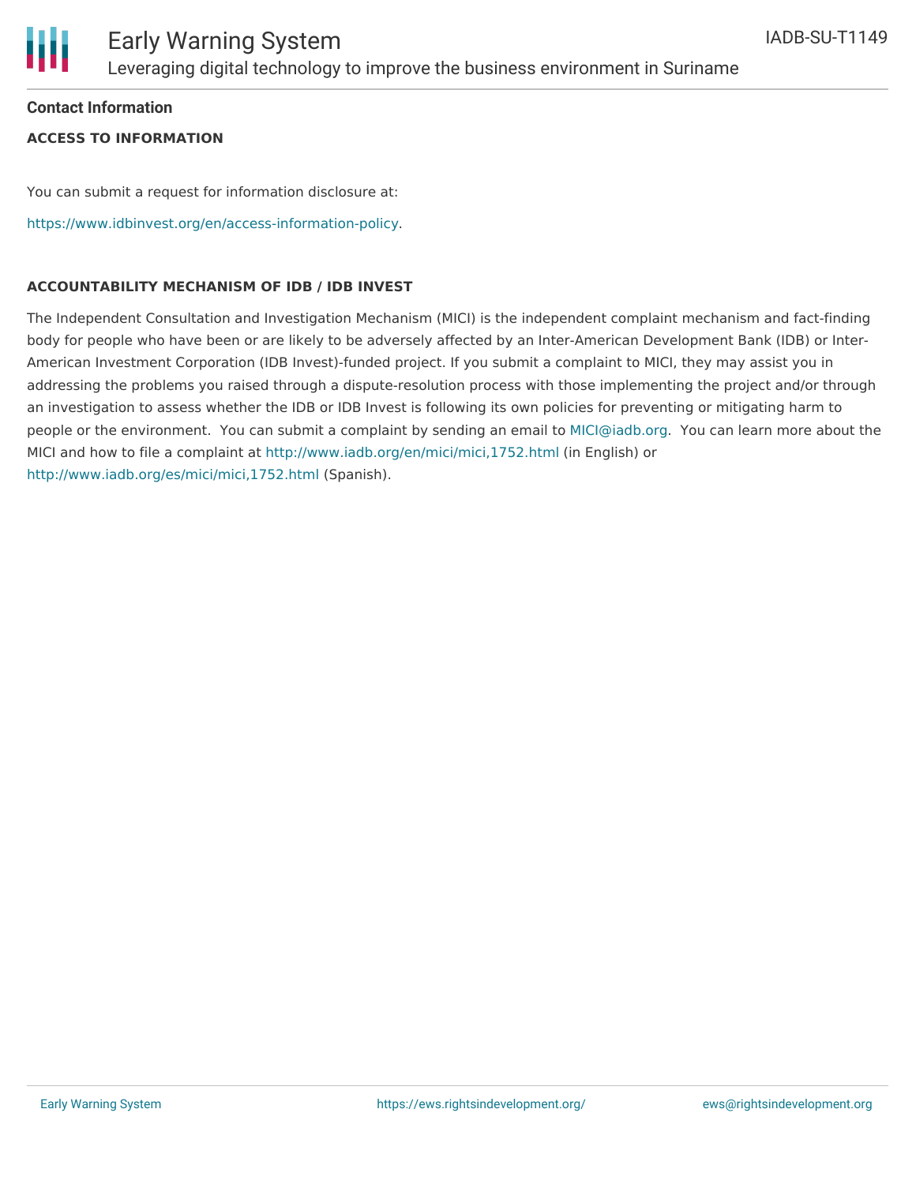## Contact Information

**ACCESS TO INFORMATION**

You can submit a request for information disclosure at:

https://www.idbinvest.org/en/access-information-policy.

**ACCOUNTABILITY MECHANISM OF IDB / IDB INVEST**

The Independent Consultation and Investigation Mechanism (MICI) is the independent complaint mechanism and fact-finding body for people who have been or are likely to be adversely affected by an Inter-American Development Bank (IDB) or Inter-American Investment Corporation (IDB Invest)-funded project. If you submit a complaint to MICI, they may assist you in addressing the problems you raised through a dispute-resolution process with those implementing the project and/or through an investigation to assess whether the IDB or IDB Invest is following its own policies for preventing or mitigating harm to people or the environment. You can submit a complaint by sending an email to MICI@iadb.org. You can learn more about the MICI and how to file a complaint at http://www.iadb.org/en/mici/mici,1752.html (in English) or http://www.iadb.org/es/mici/mici,1752.html (Spanish).